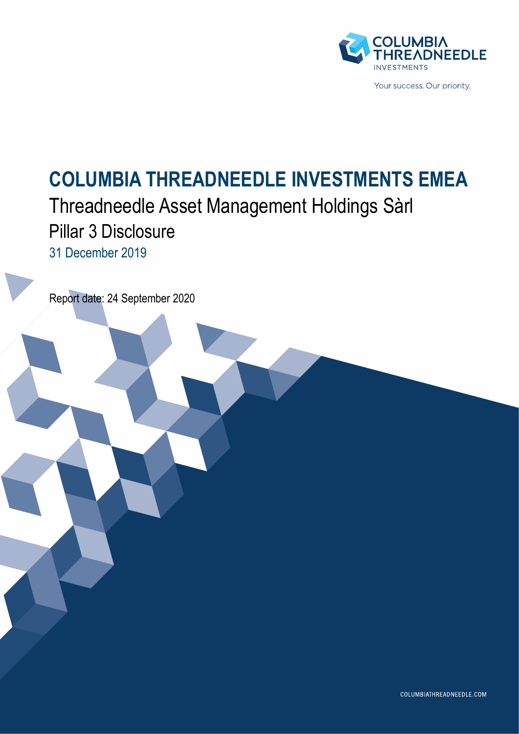COLUMBIA THREADNEEDLE INVESTMENTS

Your success. Our priority.

# COLUMBIA THREADNEEDLE INVESTMENTS EMEA

## Threadneedle Asset Management Holdings Sàrl

## Pillar 3 Disclosure

31 December 2019

Report date: 24 September 2020

COLUMBIATHREADNEEDLE.COM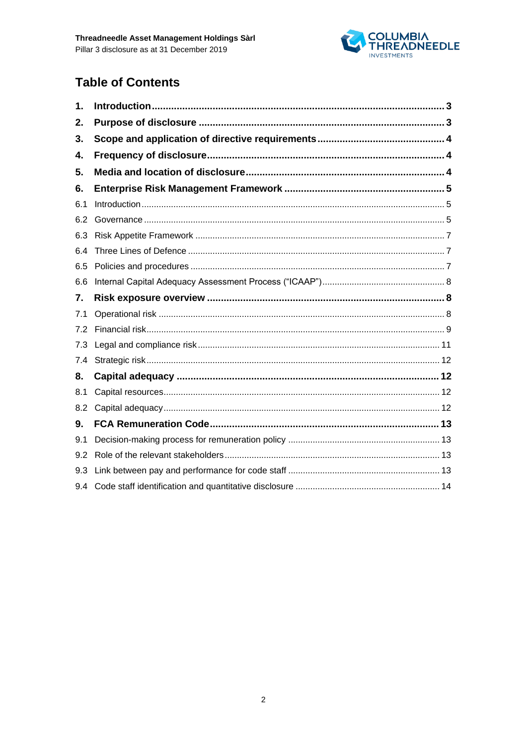## Table of Contents

| | | |
|---|---|---|
| **1.** | **Introduction** | **3** |
| **2.** | **Purpose of disclosure** | **3** |
| **3.** | **Scope and application of directive requirements** | **4** |
| **4.** | **Frequency of disclosure** | **4** |
| **5.** | **Media and location of disclosure** | **4** |
| **6.** | **Enterprise Risk Management Framework** | **5** |
| 6.1 | Introduction | 5 |
| 6.2 | Governance | 5 |
| 6.3 | Risk Appetite Framework | 7 |
| 6.4 | Three Lines of Defence | 7 |
| 6.5 | Policies and procedures | 7 |
| 6.6 | Internal Capital Adequacy Assessment Process ("ICAAP") | 8 |
| **7.** | **Risk exposure overview** | **8** |
| 7.1 | Operational risk | 8 |
| 7.2 | Financial risk | 9 |
| 7.3 | Legal and compliance risk | 11 |
| 7.4 | Strategic risk | 12 |
| **8.** | **Capital adequacy** | **12** |
| 8.1 | Capital resources | 12 |
| 8.2 | Capital adequacy | 12 |
| **9.** | **FCA Remuneration Code** | **13** |
| 9.1 | Decision-making process for remuneration policy | 13 |
| 9.2 | Role of the relevant stakeholders | 13 |
| 9.3 | Link between pay and performance for code staff | 13 |
| 9.4 | Code staff identification and quantitative disclosure | 14 |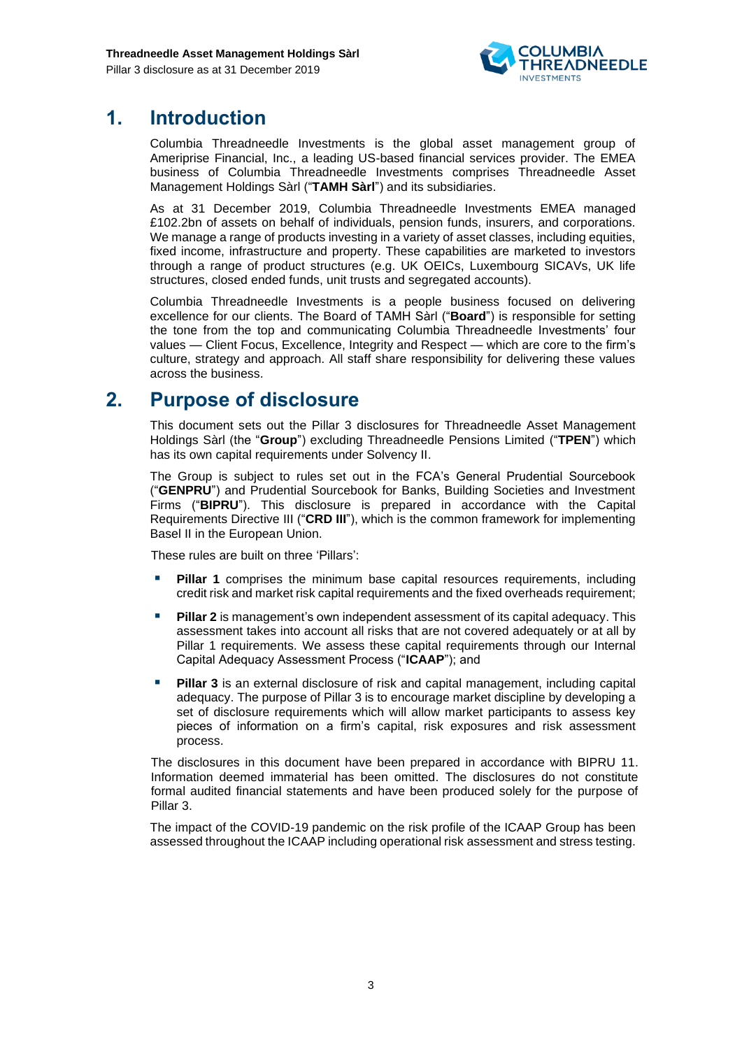# 1. Introduction

Columbia Threadneedle Investments is the global asset management group of Ameriprise Financial, Inc., a leading US-based financial services provider. The EMEA business of Columbia Threadneedle Investments comprises Threadneedle Asset Management Holdings Sàrl ("**TAMH Sàrl**") and its subsidiaries.

As at 31 December 2019, Columbia Threadneedle Investments EMEA managed £102.2bn of assets on behalf of individuals, pension funds, insurers, and corporations. We manage a range of products investing in a variety of asset classes, including equities, fixed income, infrastructure and property. These capabilities are marketed to investors through a range of product structures (e.g. UK OEICs, Luxembourg SICAVs, UK life structures, closed ended funds, unit trusts and segregated accounts).

Columbia Threadneedle Investments is a people business focused on delivering excellence for our clients. The Board of TAMH Sàrl ("**Board**") is responsible for setting the tone from the top and communicating Columbia Threadneedle Investments' four values — Client Focus, Excellence, Integrity and Respect — which are core to the firm's culture, strategy and approach. All staff share responsibility for delivering these values across the business.

# 2. Purpose of disclosure

This document sets out the Pillar 3 disclosures for Threadneedle Asset Management Holdings Sàrl (the "**Group**") excluding Threadneedle Pensions Limited ("**TPEN**") which has its own capital requirements under Solvency II.

The Group is subject to rules set out in the FCA's General Prudential Sourcebook ("**GENPRU**") and Prudential Sourcebook for Banks, Building Societies and Investment Firms ("**BIPRU**"). This disclosure is prepared in accordance with the Capital Requirements Directive III ("**CRD III**"), which is the common framework for implementing Basel II in the European Union.

These rules are built on three 'Pillars':

- **Pillar 1** comprises the minimum base capital resources requirements, including credit risk and market risk capital requirements and the fixed overheads requirement;
- **Pillar 2** is management's own independent assessment of its capital adequacy. This assessment takes into account all risks that are not covered adequately or at all by Pillar 1 requirements. We assess these capital requirements through our Internal Capital Adequacy Assessment Process ("**ICAAP**"); and
- **Pillar 3** is an external disclosure of risk and capital management, including capital adequacy. The purpose of Pillar 3 is to encourage market discipline by developing a set of disclosure requirements which will allow market participants to assess key pieces of information on a firm's capital, risk exposures and risk assessment process.

The disclosures in this document have been prepared in accordance with BIPRU 11. Information deemed immaterial has been omitted. The disclosures do not constitute formal audited financial statements and have been produced solely for the purpose of Pillar 3.

The impact of the COVID-19 pandemic on the risk profile of the ICAAP Group has been assessed throughout the ICAAP including operational risk assessment and stress testing.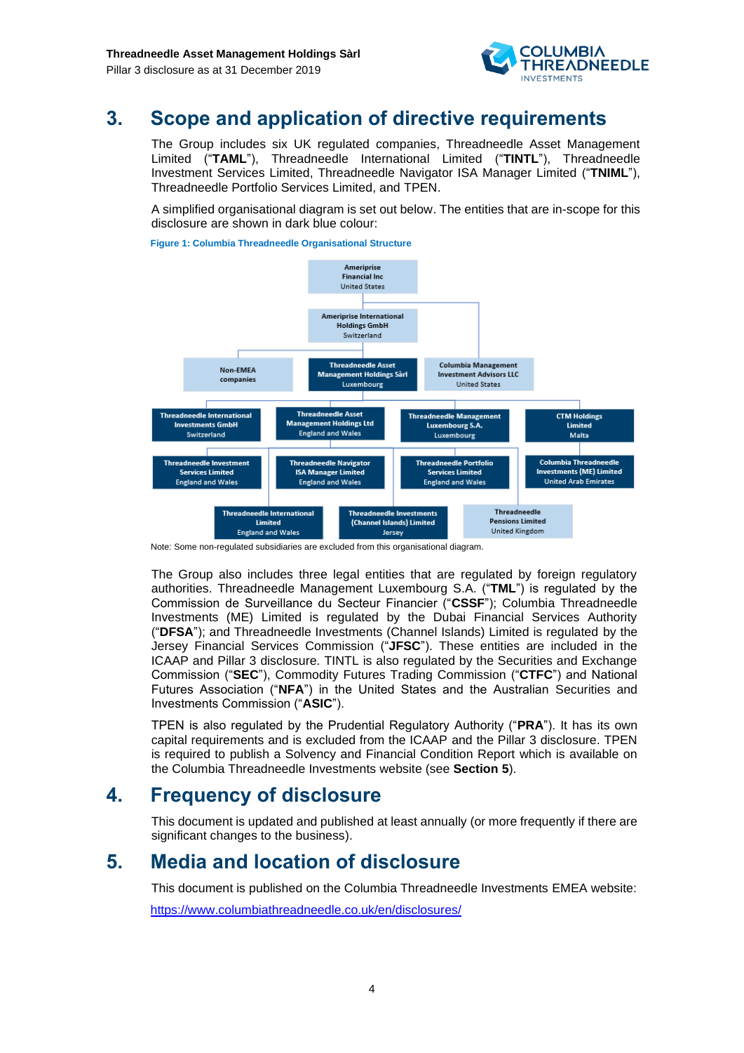# 3. Scope and application of directive requirements

The Group includes six UK regulated companies, Threadneedle Asset Management Limited ("**TAML**"), Threadneedle International Limited ("**TINTL**"), Threadneedle Investment Services Limited, Threadneedle Navigator ISA Manager Limited ("**TNIML**"), Threadneedle Portfolio Services Limited, and TPEN.

A simplified organisational diagram is set out below. The entities that are in-scope for this disclosure are shown in dark blue colour:

**Figure 1: Columbia Threadneedle Organisational Structure**

Ameriprise Financial Inc
United States

Ameriprise International Holdings GmbH
Switzerland

Non-EMEA companies

Threadneedle Asset Management Holdings Sàrl
Luxembourg

Columbia Management Investment Advisors LLC
United States

Threadneedle International Investments GmbH
Switzerland

Threadneedle Asset Management Holdings Ltd
England and Wales

Threadneedle Management Luxembourg S.A.
Luxembourg

CTM Holdings Limited
Malta

Threadneedle Investment Services Limited
England and Wales

Threadneedle Navigator ISA Manager Limited
England and Wales

Threadneedle Portfolio Services Limited
England and Wales

Columbia Threadneedle Investments (ME) Limited
United Arab Emirates

Threadneedle International Limited
England and Wales

Threadneedle Investments (Channel Islands) Limited
Jersey

Threadneedle Pensions Limited
United Kingdom

Note: Some non-regulated subsidiaries are excluded from this organisational diagram.

The Group also includes three legal entities that are regulated by foreign regulatory authorities. Threadneedle Management Luxembourg S.A. ("**TML**") is regulated by the Commission de Surveillance du Secteur Financier ("**CSSF**"); Columbia Threadneedle Investments (ME) Limited is regulated by the Dubai Financial Services Authority ("**DFSA**"); and Threadneedle Investments (Channel Islands) Limited is regulated by the Jersey Financial Services Commission ("**JFSC**"). These entities are included in the ICAAP and Pillar 3 disclosure. TINTL is also regulated by the Securities and Exchange Commission ("**SEC**"), Commodity Futures Trading Commission ("**CTFC**") and National Futures Association ("**NFA**") in the United States and the Australian Securities and Investments Commission ("**ASIC**").

TPEN is also regulated by the Prudential Regulatory Authority ("**PRA**"). It has its own capital requirements and is excluded from the ICAAP and the Pillar 3 disclosure. TPEN is required to publish a Solvency and Financial Condition Report which is available on the Columbia Threadneedle Investments website (see **Section 5**).

# 4. Frequency of disclosure

This document is updated and published at least annually (or more frequently if there are significant changes to the business).

# 5. Media and location of disclosure

This document is published on the Columbia Threadneedle Investments EMEA website:

https://www.columbiathreadneedle.co.uk/en/disclosures/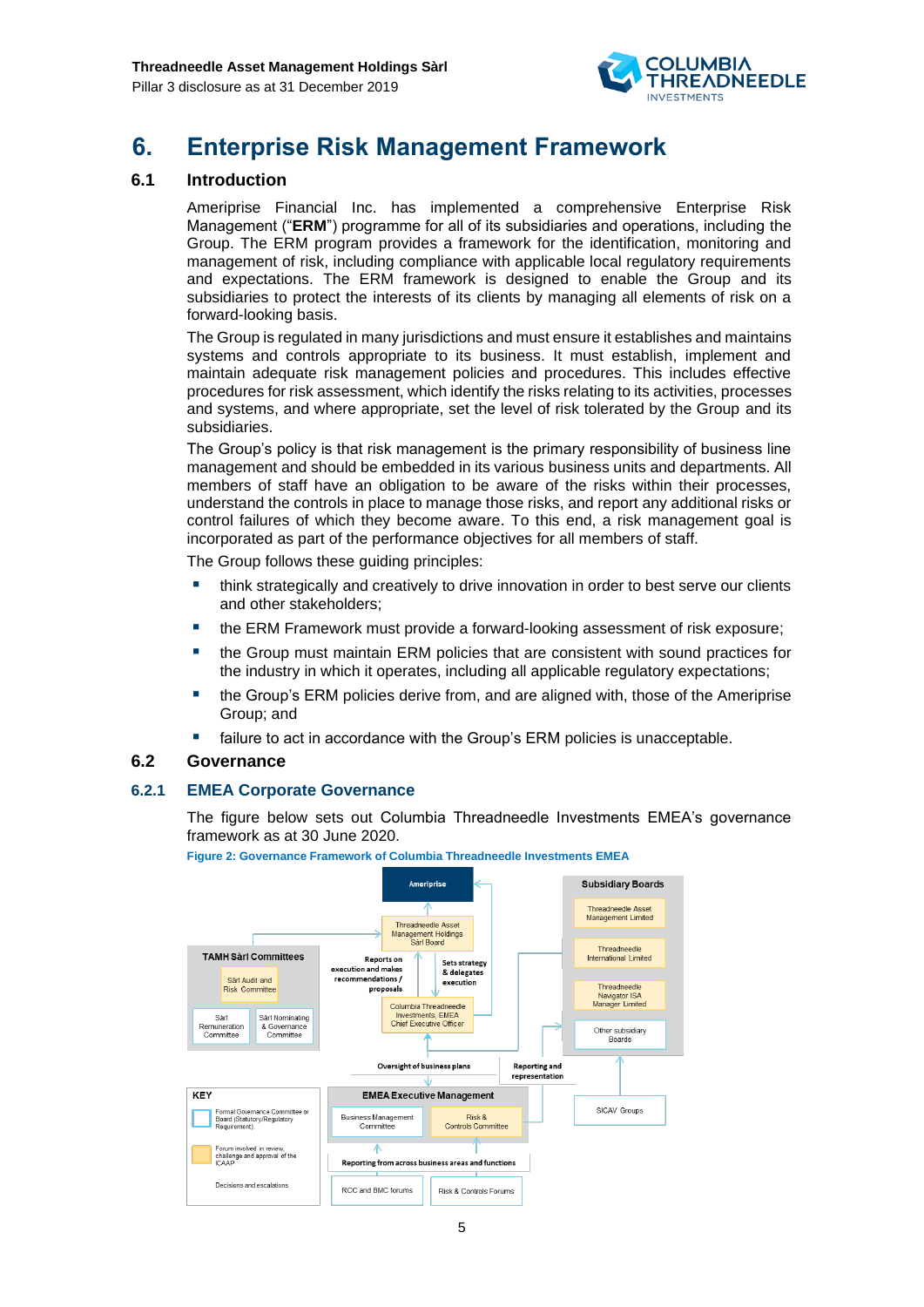# 6. Enterprise Risk Management Framework

## 6.1 Introduction

Ameriprise Financial Inc. has implemented a comprehensive Enterprise Risk Management ("**ERM**") programme for all of its subsidiaries and operations, including the Group. The ERM program provides a framework for the identification, monitoring and management of risk, including compliance with applicable local regulatory requirements and expectations. The ERM framework is designed to enable the Group and its subsidiaries to protect the interests of its clients by managing all elements of risk on a forward-looking basis.

The Group is regulated in many jurisdictions and must ensure it establishes and maintains systems and controls appropriate to its business. It must establish, implement and maintain adequate risk management policies and procedures. This includes effective procedures for risk assessment, which identify the risks relating to its activities, processes and systems, and where appropriate, set the level of risk tolerated by the Group and its subsidiaries.

The Group's policy is that risk management is the primary responsibility of business line management and should be embedded in its various business units and departments. All members of staff have an obligation to be aware of the risks within their processes, understand the controls in place to manage those risks, and report any additional risks or control failures of which they become aware. To this end, a risk management goal is incorporated as part of the performance objectives for all members of staff.

The Group follows these guiding principles:

- think strategically and creatively to drive innovation in order to best serve our clients and other stakeholders;
- the ERM Framework must provide a forward-looking assessment of risk exposure;
- the Group must maintain ERM policies that are consistent with sound practices for the industry in which it operates, including all applicable regulatory expectations;
- the Group's ERM policies derive from, and are aligned with, those of the Ameriprise Group; and
- failure to act in accordance with the Group's ERM policies is unacceptable.

## 6.2 Governance

### 6.2.1 EMEA Corporate Governance

The figure below sets out Columbia Threadneedle Investments EMEA's governance framework as at 30 June 2020.

Figure 2: Governance Framework of Columbia Threadneedle Investments EMEA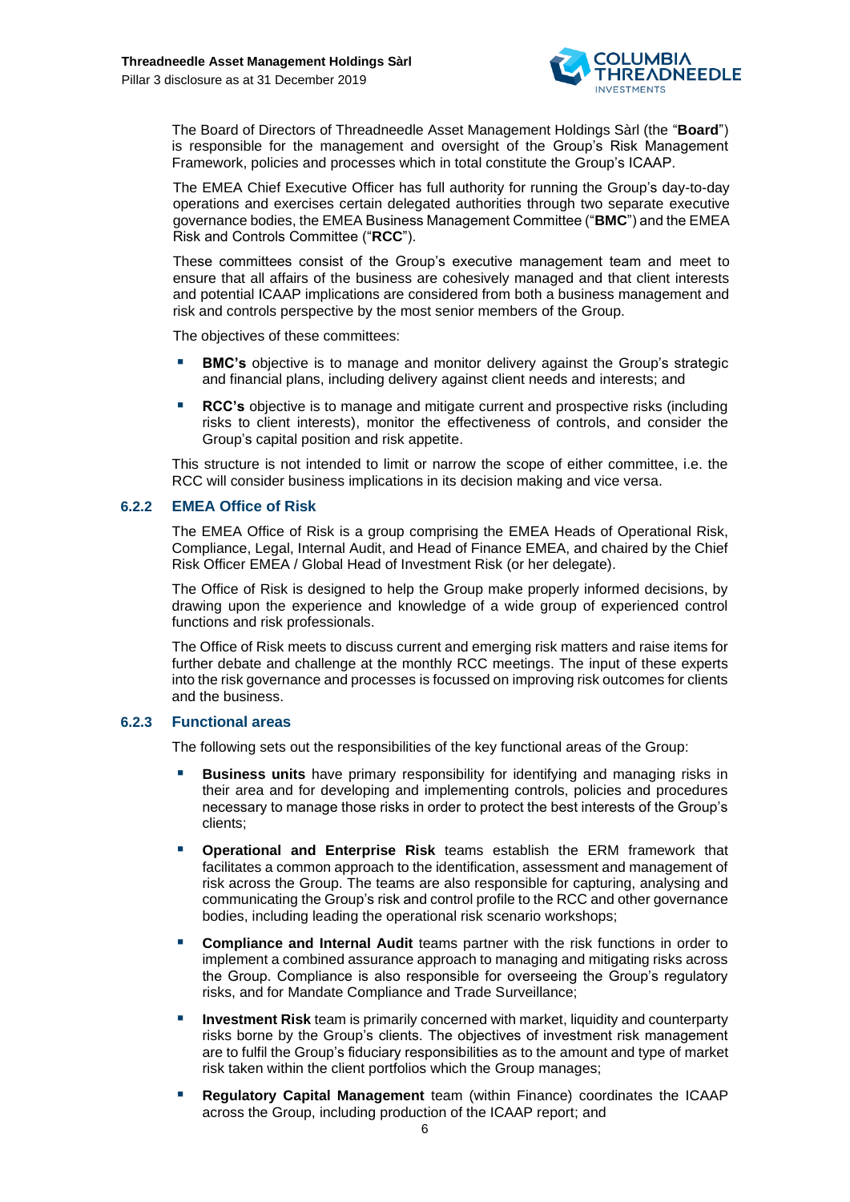The Board of Directors of Threadneedle Asset Management Holdings Sàrl (the "**Board**") is responsible for the management and oversight of the Group's Risk Management Framework, policies and processes which in total constitute the Group's ICAAP.

The EMEA Chief Executive Officer has full authority for running the Group's day-to-day operations and exercises certain delegated authorities through two separate executive governance bodies, the EMEA Business Management Committee ("**BMC**") and the EMEA Risk and Controls Committee ("**RCC**").

These committees consist of the Group's executive management team and meet to ensure that all affairs of the business are cohesively managed and that client interests and potential ICAAP implications are considered from both a business management and risk and controls perspective by the most senior members of the Group.

The objectives of these committees:

- **BMC's** objective is to manage and monitor delivery against the Group's strategic and financial plans, including delivery against client needs and interests; and
- **RCC's** objective is to manage and mitigate current and prospective risks (including risks to client interests), monitor the effectiveness of controls, and consider the Group's capital position and risk appetite.

This structure is not intended to limit or narrow the scope of either committee, i.e. the RCC will consider business implications in its decision making and vice versa.

### 6.2.2 EMEA Office of Risk

The EMEA Office of Risk is a group comprising the EMEA Heads of Operational Risk, Compliance, Legal, Internal Audit, and Head of Finance EMEA, and chaired by the Chief Risk Officer EMEA / Global Head of Investment Risk (or her delegate).

The Office of Risk is designed to help the Group make properly informed decisions, by drawing upon the experience and knowledge of a wide group of experienced control functions and risk professionals.

The Office of Risk meets to discuss current and emerging risk matters and raise items for further debate and challenge at the monthly RCC meetings. The input of these experts into the risk governance and processes is focussed on improving risk outcomes for clients and the business.

### 6.2.3 Functional areas

The following sets out the responsibilities of the key functional areas of the Group:

- **Business units** have primary responsibility for identifying and managing risks in their area and for developing and implementing controls, policies and procedures necessary to manage those risks in order to protect the best interests of the Group's clients;
- **Operational and Enterprise Risk** teams establish the ERM framework that facilitates a common approach to the identification, assessment and management of risk across the Group. The teams are also responsible for capturing, analysing and communicating the Group's risk and control profile to the RCC and other governance bodies, including leading the operational risk scenario workshops;
- **Compliance and Internal Audit** teams partner with the risk functions in order to implement a combined assurance approach to managing and mitigating risks across the Group. Compliance is also responsible for overseeing the Group's regulatory risks, and for Mandate Compliance and Trade Surveillance;
- **Investment Risk** team is primarily concerned with market, liquidity and counterparty risks borne by the Group's clients. The objectives of investment risk management are to fulfil the Group's fiduciary responsibilities as to the amount and type of market risk taken within the client portfolios which the Group manages;
- **Regulatory Capital Management** team (within Finance) coordinates the ICAAP across the Group, including production of the ICAAP report; and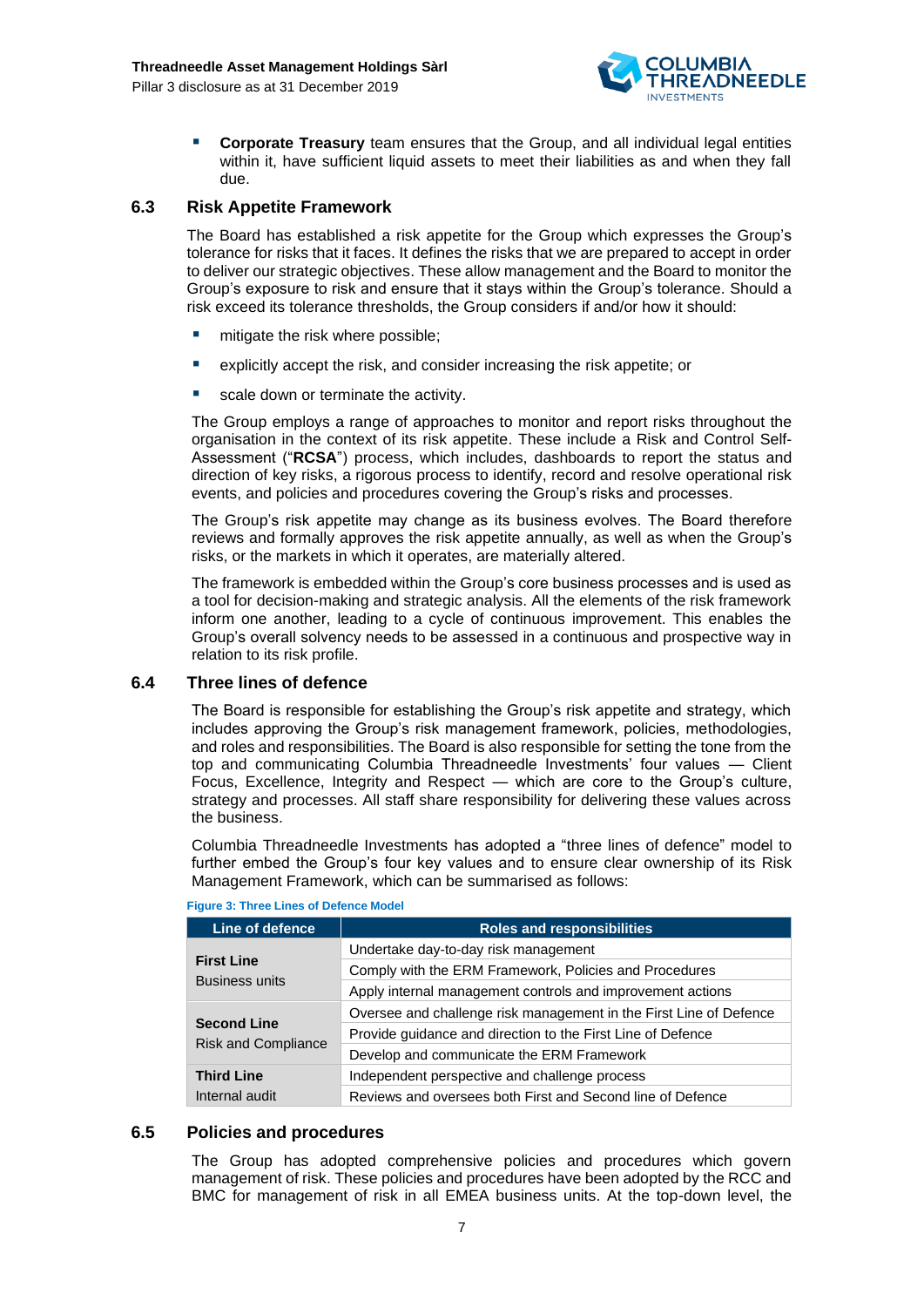- **Corporate Treasury** team ensures that the Group, and all individual legal entities within it, have sufficient liquid assets to meet their liabilities as and when they fall due.

## 6.3 Risk Appetite Framework

The Board has established a risk appetite for the Group which expresses the Group's tolerance for risks that it faces. It defines the risks that we are prepared to accept in order to deliver our strategic objectives. These allow management and the Board to monitor the Group's exposure to risk and ensure that it stays within the Group's tolerance. Should a risk exceed its tolerance thresholds, the Group considers if and/or how it should:

- mitigate the risk where possible;
- explicitly accept the risk, and consider increasing the risk appetite; or
- scale down or terminate the activity.

The Group employs a range of approaches to monitor and report risks throughout the organisation in the context of its risk appetite. These include a Risk and Control Self-Assessment ("**RCSA**") process, which includes, dashboards to report the status and direction of key risks, a rigorous process to identify, record and resolve operational risk events, and policies and procedures covering the Group's risks and processes.

The Group's risk appetite may change as its business evolves. The Board therefore reviews and formally approves the risk appetite annually, as well as when the Group's risks, or the markets in which it operates, are materially altered.

The framework is embedded within the Group's core business processes and is used as a tool for decision-making and strategic analysis. All the elements of the risk framework inform one another, leading to a cycle of continuous improvement. This enables the Group's overall solvency needs to be assessed in a continuous and prospective way in relation to its risk profile.

## 6.4 Three lines of defence

The Board is responsible for establishing the Group's risk appetite and strategy, which includes approving the Group's risk management framework, policies, methodologies, and roles and responsibilities. The Board is also responsible for setting the tone from the top and communicating Columbia Threadneedle Investments' four values — Client Focus, Excellence, Integrity and Respect — which are core to the Group's culture, strategy and processes. All staff share responsibility for delivering these values across the business.

Columbia Threadneedle Investments has adopted a "three lines of defence" model to further embed the Group's four key values and to ensure clear ownership of its Risk Management Framework, which can be summarised as follows:

**Figure 3: Three Lines of Defence Model**

| Line of defence | Roles and responsibilities |
|---|---|
| **First Line**<br>Business units | Undertake day-to-day risk management |
| | Comply with the ERM Framework, Policies and Procedures |
| | Apply internal management controls and improvement actions |
| **Second Line**<br>Risk and Compliance | Oversee and challenge risk management in the First Line of Defence |
| | Provide guidance and direction to the First Line of Defence |
| | Develop and communicate the ERM Framework |
| **Third Line**<br>Internal audit | Independent perspective and challenge process |
| | Reviews and oversees both First and Second line of Defence |

## 6.5 Policies and procedures

The Group has adopted comprehensive policies and procedures which govern management of risk. These policies and procedures have been adopted by the RCC and BMC for management of risk in all EMEA business units. At the top-down level, the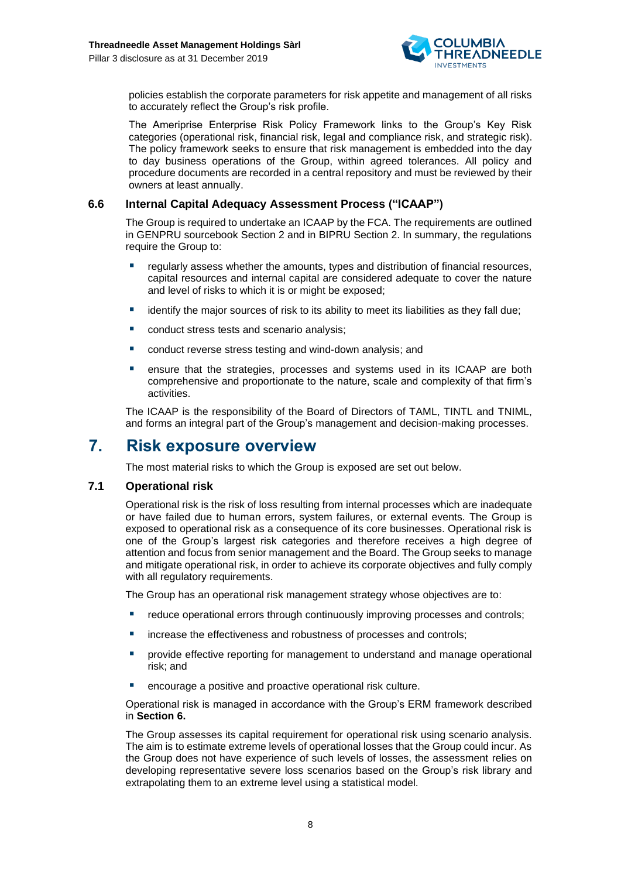policies establish the corporate parameters for risk appetite and management of all risks to accurately reflect the Group's risk profile.

The Ameriprise Enterprise Risk Policy Framework links to the Group's Key Risk categories (operational risk, financial risk, legal and compliance risk, and strategic risk). The policy framework seeks to ensure that risk management is embedded into the day to day business operations of the Group, within agreed tolerances. All policy and procedure documents are recorded in a central repository and must be reviewed by their owners at least annually.

### 6.6 Internal Capital Adequacy Assessment Process ("ICAAP")

The Group is required to undertake an ICAAP by the FCA. The requirements are outlined in GENPRU sourcebook Section 2 and in BIPRU Section 2. In summary, the regulations require the Group to:

- regularly assess whether the amounts, types and distribution of financial resources, capital resources and internal capital are considered adequate to cover the nature and level of risks to which it is or might be exposed;
- identify the major sources of risk to its ability to meet its liabilities as they fall due;
- conduct stress tests and scenario analysis;
- conduct reverse stress testing and wind-down analysis; and
- ensure that the strategies, processes and systems used in its ICAAP are both comprehensive and proportionate to the nature, scale and complexity of that firm's activities.

The ICAAP is the responsibility of the Board of Directors of TAML, TINTL and TNIML, and forms an integral part of the Group's management and decision-making processes.

## 7. Risk exposure overview

The most material risks to which the Group is exposed are set out below.

### 7.1 Operational risk

Operational risk is the risk of loss resulting from internal processes which are inadequate or have failed due to human errors, system failures, or external events. The Group is exposed to operational risk as a consequence of its core businesses. Operational risk is one of the Group's largest risk categories and therefore receives a high degree of attention and focus from senior management and the Board. The Group seeks to manage and mitigate operational risk, in order to achieve its corporate objectives and fully comply with all regulatory requirements.

The Group has an operational risk management strategy whose objectives are to:

- reduce operational errors through continuously improving processes and controls;
- increase the effectiveness and robustness of processes and controls;
- provide effective reporting for management to understand and manage operational risk; and
- encourage a positive and proactive operational risk culture.

Operational risk is managed in accordance with the Group's ERM framework described in **Section 6.**

The Group assesses its capital requirement for operational risk using scenario analysis. The aim is to estimate extreme levels of operational losses that the Group could incur. As the Group does not have experience of such levels of losses, the assessment relies on developing representative severe loss scenarios based on the Group's risk library and extrapolating them to an extreme level using a statistical model.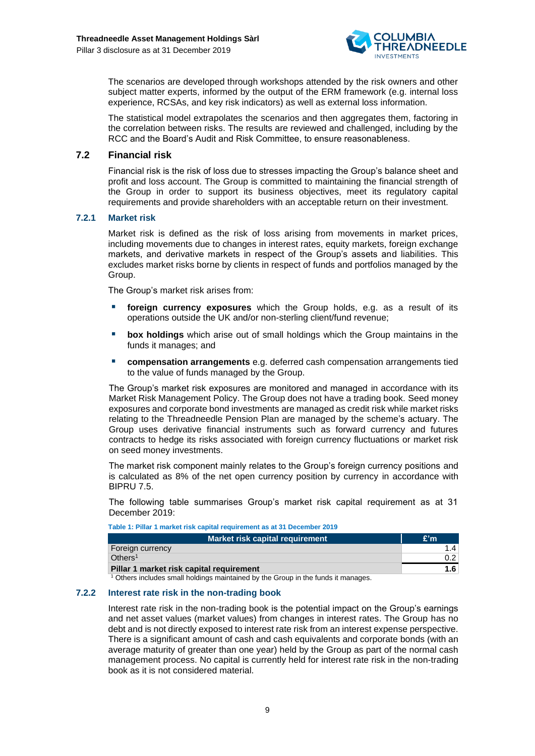The scenarios are developed through workshops attended by the risk owners and other subject matter experts, informed by the output of the ERM framework (e.g. internal loss experience, RCSAs, and key risk indicators) as well as external loss information.

The statistical model extrapolates the scenarios and then aggregates them, factoring in the correlation between risks. The results are reviewed and challenged, including by the RCC and the Board's Audit and Risk Committee, to ensure reasonableness.

## 7.2 Financial risk

Financial risk is the risk of loss due to stresses impacting the Group's balance sheet and profit and loss account. The Group is committed to maintaining the financial strength of the Group in order to support its business objectives, meet its regulatory capital requirements and provide shareholders with an acceptable return on their investment.

### 7.2.1 Market risk

Market risk is defined as the risk of loss arising from movements in market prices, including movements due to changes in interest rates, equity markets, foreign exchange markets, and derivative markets in respect of the Group's assets and liabilities. This excludes market risks borne by clients in respect of funds and portfolios managed by the Group.

The Group's market risk arises from:

- **foreign currency exposures** which the Group holds, e.g. as a result of its operations outside the UK and/or non-sterling client/fund revenue;
- **box holdings** which arise out of small holdings which the Group maintains in the funds it manages; and
- **compensation arrangements** e.g. deferred cash compensation arrangements tied to the value of funds managed by the Group.

The Group's market risk exposures are monitored and managed in accordance with its Market Risk Management Policy. The Group does not have a trading book. Seed money exposures and corporate bond investments are managed as credit risk while market risks relating to the Threadneedle Pension Plan are managed by the scheme's actuary. The Group uses derivative financial instruments such as forward currency and futures contracts to hedge its risks associated with foreign currency fluctuations or market risk on seed money investments.

The market risk component mainly relates to the Group's foreign currency positions and is calculated as 8% of the net open currency position by currency in accordance with BIPRU 7.5.

The following table summarises Group's market risk capital requirement as at 31 December 2019:

**Table 1: Pillar 1 market risk capital requirement as at 31 December 2019**

| Market risk capital requirement | £'m |
|---|---|
| Foreign currency | 1.4 |
| Others[1] | 0.2 |
| **Pillar 1 market risk capital requirement** | **1.6** |

[1] Others includes small holdings maintained by the Group in the funds it manages.

### 7.2.2 Interest rate risk in the non-trading book

Interest rate risk in the non-trading book is the potential impact on the Group's earnings and net asset values (market values) from changes in interest rates. The Group has no debt and is not directly exposed to interest rate risk from an interest expense perspective. There is a significant amount of cash and cash equivalents and corporate bonds (with an average maturity of greater than one year) held by the Group as part of the normal cash management process. No capital is currently held for interest rate risk in the non-trading book as it is not considered material.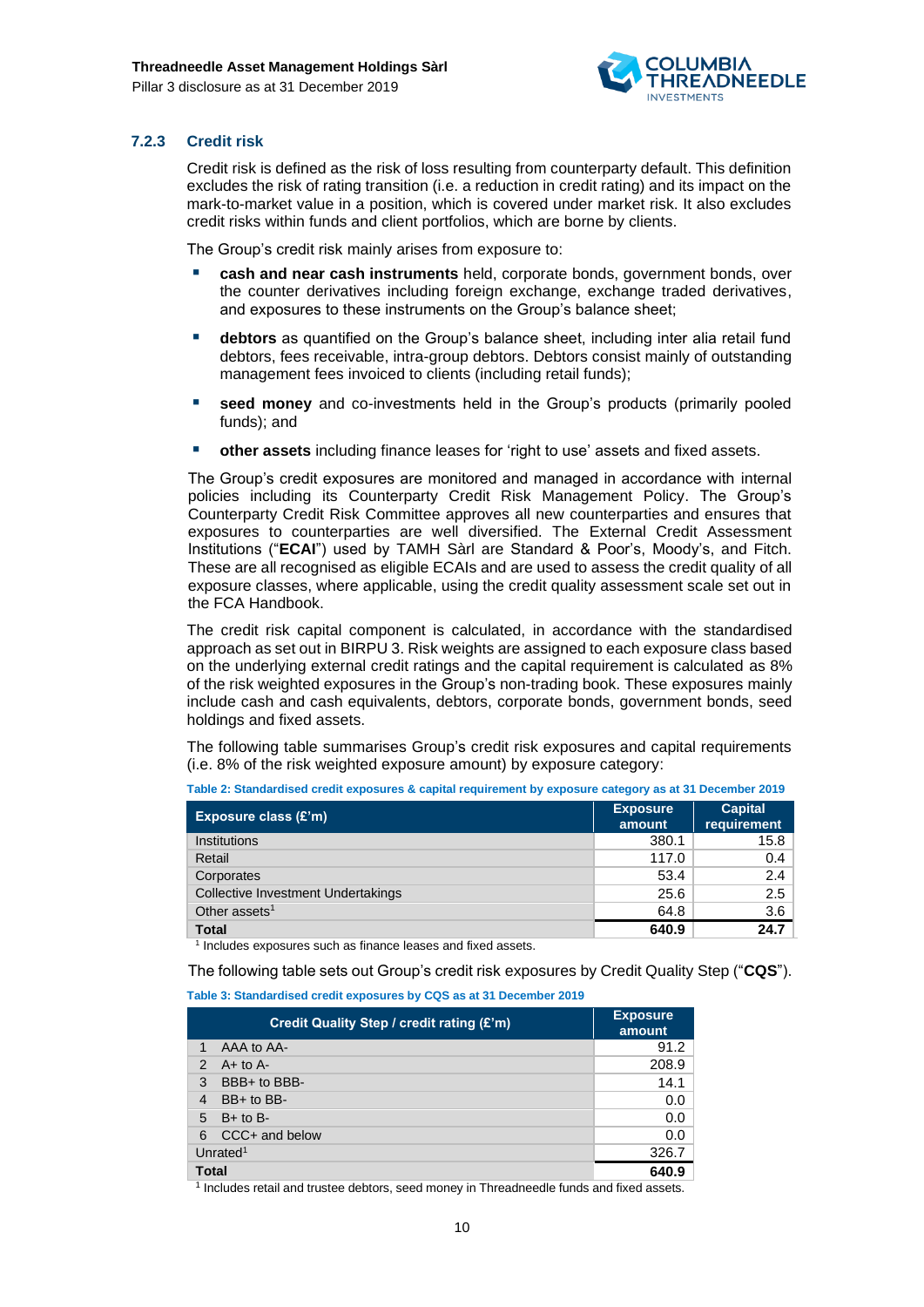### 7.2.3 Credit risk

Credit risk is defined as the risk of loss resulting from counterparty default. This definition excludes the risk of rating transition (i.e. a reduction in credit rating) and its impact on the mark-to-market value in a position, which is covered under market risk. It also excludes credit risks within funds and client portfolios, which are borne by clients.

The Group's credit risk mainly arises from exposure to:

- **cash and near cash instruments** held, corporate bonds, government bonds, over the counter derivatives including foreign exchange, exchange traded derivatives, and exposures to these instruments on the Group's balance sheet;
- **debtors** as quantified on the Group's balance sheet, including inter alia retail fund debtors, fees receivable, intra-group debtors. Debtors consist mainly of outstanding management fees invoiced to clients (including retail funds);
- **seed money** and co-investments held in the Group's products (primarily pooled funds); and
- **other assets** including finance leases for 'right to use' assets and fixed assets.

The Group's credit exposures are monitored and managed in accordance with internal policies including its Counterparty Credit Risk Management Policy. The Group's Counterparty Credit Risk Committee approves all new counterparties and ensures that exposures to counterparties are well diversified. The External Credit Assessment Institutions ("**ECAI**") used by TAMH Sàrl are Standard & Poor's, Moody's, and Fitch. These are all recognised as eligible ECAIs and are used to assess the credit quality of all exposure classes, where applicable, using the credit quality assessment scale set out in the FCA Handbook.

The credit risk capital component is calculated, in accordance with the standardised approach as set out in BIPRU 3. Risk weights are assigned to each exposure class based on the underlying external credit ratings and the capital requirement is calculated as 8% of the risk weighted exposures in the Group's non-trading book. These exposures mainly include cash and cash equivalents, debtors, corporate bonds, government bonds, seed holdings and fixed assets.

The following table summarises Group's credit risk exposures and capital requirements (i.e. 8% of the risk weighted exposure amount) by exposure category:

**Table 2: Standardised credit exposures & capital requirement by exposure category as at 31 December 2019**

| Exposure class (£'m) | Exposure amount | Capital requirement |
|---|---|---|
| Institutions | 380.1 | 15.8 |
| Retail | 117.0 | 0.4 |
| Corporates | 53.4 | 2.4 |
| Collective Investment Undertakings | 25.6 | 2.5 |
| Other assets[1] | 64.8 | 3.6 |
| **Total** | **640.9** | **24.7** |

[1] Includes exposures such as finance leases and fixed assets.

The following table sets out Group's credit risk exposures by Credit Quality Step ("**CQS**").

**Table 3: Standardised credit exposures by CQS as at 31 December 2019**

| Credit Quality Step / credit rating (£'m) | Exposure amount |
|---|---|
| 1 AAA to AA- | 91.2 |
| 2 A+ to A- | 208.9 |
| 3 BBB+ to BBB- | 14.1 |
| 4 BB+ to BB- | 0.0 |
| 5 B+ to B- | 0.0 |
| 6 CCC+ and below | 0.0 |
| Unrated[1] | 326.7 |
| **Total** | **640.9** |

[1] Includes retail and trustee debtors, seed money in Threadneedle funds and fixed assets.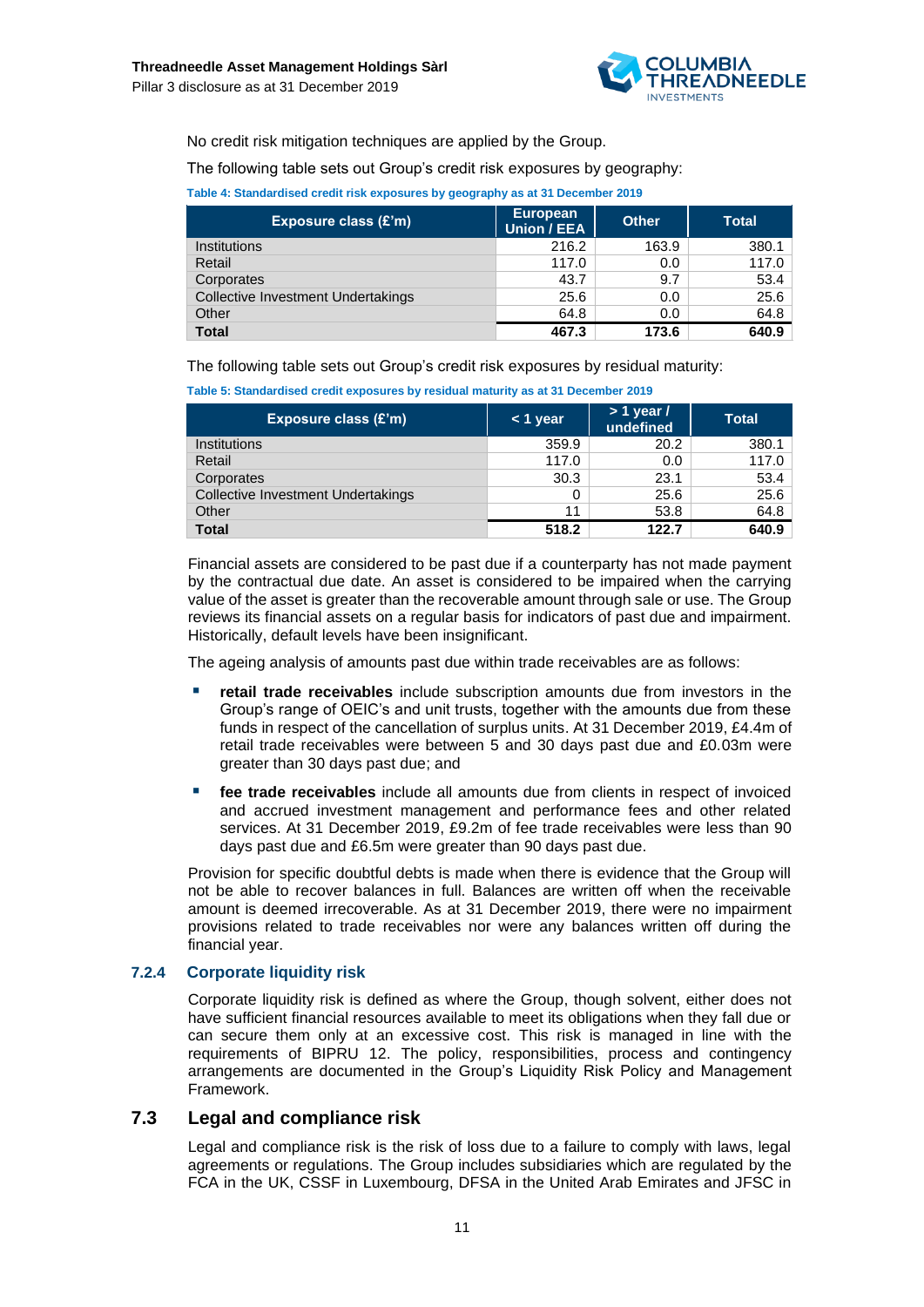No credit risk mitigation techniques are applied by the Group.

The following table sets out Group's credit risk exposures by geography:

**Table 4: Standardised credit risk exposures by geography as at 31 December 2019**

| Exposure class (£'m) | European Union / EEA | Other | Total |
|---|---|---|---|
| Institutions | 216.2 | 163.9 | 380.1 |
| Retail | 117.0 | 0.0 | 117.0 |
| Corporates | 43.7 | 9.7 | 53.4 |
| Collective Investment Undertakings | 25.6 | 0.0 | 25.6 |
| Other | 64.8 | 0.0 | 64.8 |
| **Total** | **467.3** | **173.6** | **640.9** |

The following table sets out Group's credit risk exposures by residual maturity:

**Table 5: Standardised credit exposures by residual maturity as at 31 December 2019**

| Exposure class (£'m) | < 1 year | > 1 year / undefined | Total |
|---|---|---|---|
| Institutions | 359.9 | 20.2 | 380.1 |
| Retail | 117.0 | 0.0 | 117.0 |
| Corporates | 30.3 | 23.1 | 53.4 |
| Collective Investment Undertakings | 0 | 25.6 | 25.6 |
| Other | 11 | 53.8 | 64.8 |
| **Total** | **518.2** | **122.7** | **640.9** |

Financial assets are considered to be past due if a counterparty has not made payment by the contractual due date. An asset is considered to be impaired when the carrying value of the asset is greater than the recoverable amount through sale or use. The Group reviews its financial assets on a regular basis for indicators of past due and impairment. Historically, default levels have been insignificant.

The ageing analysis of amounts past due within trade receivables are as follows:

- **retail trade receivables** include subscription amounts due from investors in the Group's range of OEIC's and unit trusts, together with the amounts due from these funds in respect of the cancellation of surplus units. At 31 December 2019, £4.4m of retail trade receivables were between 5 and 30 days past due and £0.03m were greater than 30 days past due; and
- **fee trade receivables** include all amounts due from clients in respect of invoiced and accrued investment management and performance fees and other related services. At 31 December 2019, £9.2m of fee trade receivables were less than 90 days past due and £6.5m were greater than 90 days past due.

Provision for specific doubtful debts is made when there is evidence that the Group will not be able to recover balances in full. Balances are written off when the receivable amount is deemed irrecoverable. As at 31 December 2019, there were no impairment provisions related to trade receivables nor were any balances written off during the financial year.

#### 7.2.4 Corporate liquidity risk

Corporate liquidity risk is defined as where the Group, though solvent, either does not have sufficient financial resources available to meet its obligations when they fall due or can secure them only at an excessive cost. This risk is managed in line with the requirements of BIPRU 12. The policy, responsibilities, process and contingency arrangements are documented in the Group's Liquidity Risk Policy and Management Framework.

## 7.3 Legal and compliance risk

Legal and compliance risk is the risk of loss due to a failure to comply with laws, legal agreements or regulations. The Group includes subsidiaries which are regulated by the FCA in the UK, CSSF in Luxembourg, DFSA in the United Arab Emirates and JFSC in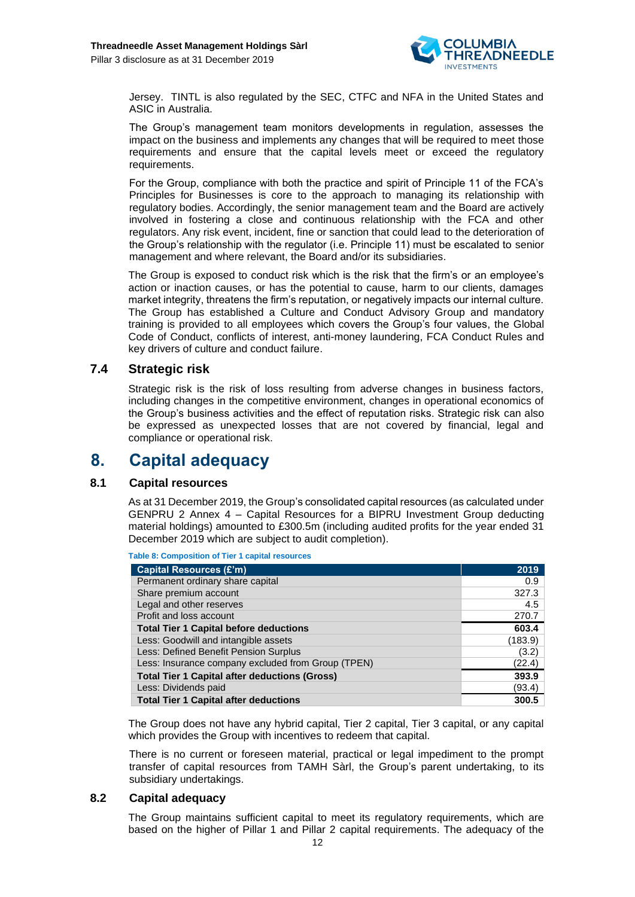Jersey. TINTL is also regulated by the SEC, CTFC and NFA in the United States and ASIC in Australia.

The Group's management team monitors developments in regulation, assesses the impact on the business and implements any changes that will be required to meet those requirements and ensure that the capital levels meet or exceed the regulatory requirements.

For the Group, compliance with both the practice and spirit of Principle 11 of the FCA's Principles for Businesses is core to the approach to managing its relationship with regulatory bodies. Accordingly, the senior management team and the Board are actively involved in fostering a close and continuous relationship with the FCA and other regulators. Any risk event, incident, fine or sanction that could lead to the deterioration of the Group's relationship with the regulator (i.e. Principle 11) must be escalated to senior management and where relevant, the Board and/or its subsidiaries.

The Group is exposed to conduct risk which is the risk that the firm's or an employee's action or inaction causes, or has the potential to cause, harm to our clients, damages market integrity, threatens the firm's reputation, or negatively impacts our internal culture. The Group has established a Culture and Conduct Advisory Group and mandatory training is provided to all employees which covers the Group's four values, the Global Code of Conduct, conflicts of interest, anti-money laundering, FCA Conduct Rules and key drivers of culture and conduct failure.

### 7.4 Strategic risk

Strategic risk is the risk of loss resulting from adverse changes in business factors, including changes in the competitive environment, changes in operational economics of the Group's business activities and the effect of reputation risks. Strategic risk can also be expressed as unexpected losses that are not covered by financial, legal and compliance or operational risk.

# 8. Capital adequacy

### 8.1 Capital resources

As at 31 December 2019, the Group's consolidated capital resources (as calculated under GENPRU 2 Annex 4 – Capital Resources for a BIPRU Investment Group deducting material holdings) amounted to £300.5m (including audited profits for the year ended 31 December 2019 which are subject to audit completion).

**Table 8: Composition of Tier 1 capital resources**

| Capital Resources (£'m) | 2019 |
|---|---|
| Permanent ordinary share capital | 0.9 |
| Share premium account | 327.3 |
| Legal and other reserves | 4.5 |
| Profit and loss account | 270.7 |
| **Total Tier 1 Capital before deductions** | **603.4** |
| Less: Goodwill and intangible assets | (183.9) |
| Less: Defined Benefit Pension Surplus | (3.2) |
| Less: Insurance company excluded from Group (TPEN) | (22.4) |
| **Total Tier 1 Capital after deductions (Gross)** | **393.9** |
| Less: Dividends paid | (93.4) |
| **Total Tier 1 Capital after deductions** | **300.5** |

The Group does not have any hybrid capital, Tier 2 capital, Tier 3 capital, or any capital which provides the Group with incentives to redeem that capital.

There is no current or foreseen material, practical or legal impediment to the prompt transfer of capital resources from TAMH Sàrl, the Group's parent undertaking, to its subsidiary undertakings.

### 8.2 Capital adequacy

The Group maintains sufficient capital to meet its regulatory requirements, which are based on the higher of Pillar 1 and Pillar 2 capital requirements. The adequacy of the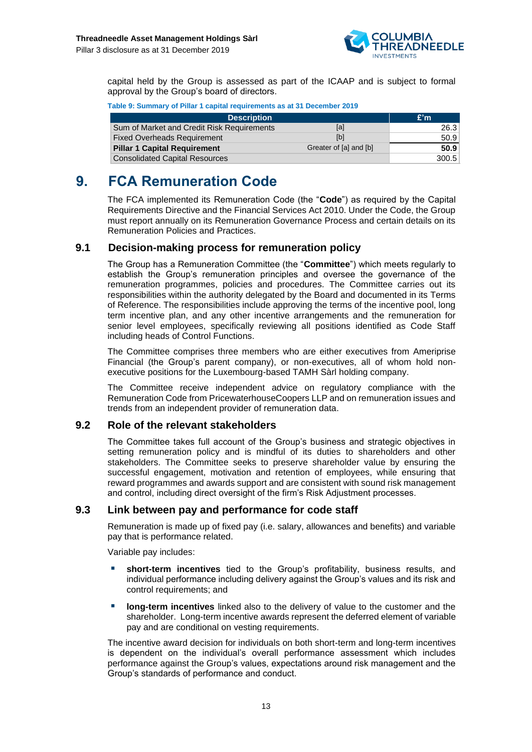capital held by the Group is assessed as part of the ICAAP and is subject to formal approval by the Group's board of directors.

**Table 9: Summary of Pillar 1 capital requirements as at 31 December 2019**

| Description | | £'m |
|---|---|---|
| Sum of Market and Credit Risk Requirements | [a] | 26.3 |
| Fixed Overheads Requirement | [b] | 50.9 |
| **Pillar 1 Capital Requirement** | Greater of [a] and [b] | **50.9** |
| Consolidated Capital Resources | | 300.5 |

# 9. FCA Remuneration Code

The FCA implemented its Remuneration Code (the "**Code**") as required by the Capital Requirements Directive and the Financial Services Act 2010. Under the Code, the Group must report annually on its Remuneration Governance Process and certain details on its Remuneration Policies and Practices.

## 9.1 Decision-making process for remuneration policy

The Group has a Remuneration Committee (the "**Committee**") which meets regularly to establish the Group's remuneration principles and oversee the governance of the remuneration programmes, policies and procedures. The Committee carries out its responsibilities within the authority delegated by the Board and documented in its Terms of Reference. The responsibilities include approving the terms of the incentive pool, long term incentive plan, and any other incentive arrangements and the remuneration for senior level employees, specifically reviewing all positions identified as Code Staff including heads of Control Functions.

The Committee comprises three members who are either executives from Ameriprise Financial (the Group's parent company), or non-executives, all of whom hold non-executive positions for the Luxembourg-based TAMH Sàrl holding company.

The Committee receive independent advice on regulatory compliance with the Remuneration Code from PricewaterhouseCoopers LLP and on remuneration issues and trends from an independent provider of remuneration data.

## 9.2 Role of the relevant stakeholders

The Committee takes full account of the Group's business and strategic objectives in setting remuneration policy and is mindful of its duties to shareholders and other stakeholders. The Committee seeks to preserve shareholder value by ensuring the successful engagement, motivation and retention of employees, while ensuring that reward programmes and awards support and are consistent with sound risk management and control, including direct oversight of the firm's Risk Adjustment processes.

## 9.3 Link between pay and performance for code staff

Remuneration is made up of fixed pay (i.e. salary, allowances and benefits) and variable pay that is performance related.

Variable pay includes:

- **short-term incentives** tied to the Group's profitability, business results, and individual performance including delivery against the Group's values and its risk and control requirements; and
- **long-term incentives** linked also to the delivery of value to the customer and the shareholder. Long-term incentive awards represent the deferred element of variable pay and are conditional on vesting requirements.

The incentive award decision for individuals on both short-term and long-term incentives is dependent on the individual's overall performance assessment which includes performance against the Group's values, expectations around risk management and the Group's standards of performance and conduct.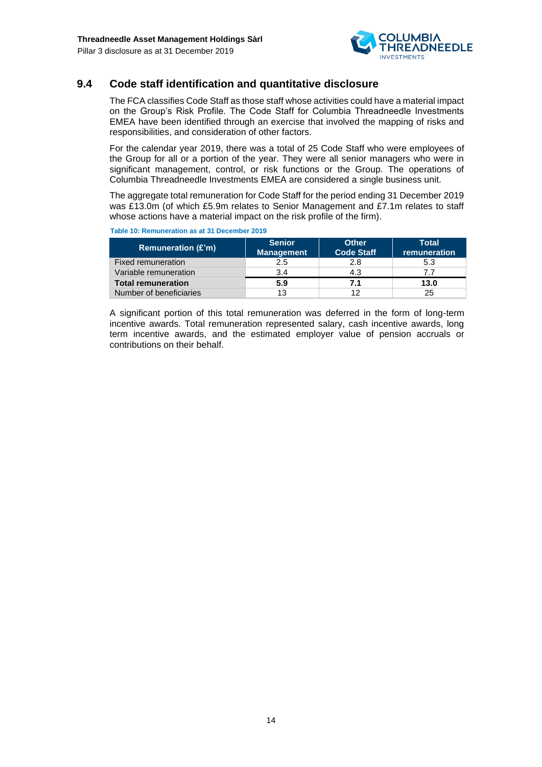## 9.4 Code staff identification and quantitative disclosure

The FCA classifies Code Staff as those staff whose activities could have a material impact on the Group's Risk Profile. The Code Staff for Columbia Threadneedle Investments EMEA have been identified through an exercise that involved the mapping of risks and responsibilities, and consideration of other factors.

For the calendar year 2019, there was a total of 25 Code Staff who were employees of the Group for all or a portion of the year. They were all senior managers who were in significant management, control, or risk functions or the Group. The operations of Columbia Threadneedle Investments EMEA are considered a single business unit.

The aggregate total remuneration for Code Staff for the period ending 31 December 2019 was £13.0m (of which £5.9m relates to Senior Management and £7.1m relates to staff whose actions have a material impact on the risk profile of the firm).

**Table 10: Remuneration as at 31 December 2019**

| Remuneration (£'m) | Senior Management | Other Code Staff | Total remuneration |
|---|---|---|---|
| Fixed remuneration | 2.5 | 2.8 | 5.3 |
| Variable remuneration | 3.4 | 4.3 | 7.7 |
| **Total remuneration** | **5.9** | **7.1** | **13.0** |
| Number of beneficiaries | 13 | 12 | 25 |

A significant portion of this total remuneration was deferred in the form of long-term incentive awards. Total remuneration represented salary, cash incentive awards, long term incentive awards, and the estimated employer value of pension accruals or contributions on their behalf.